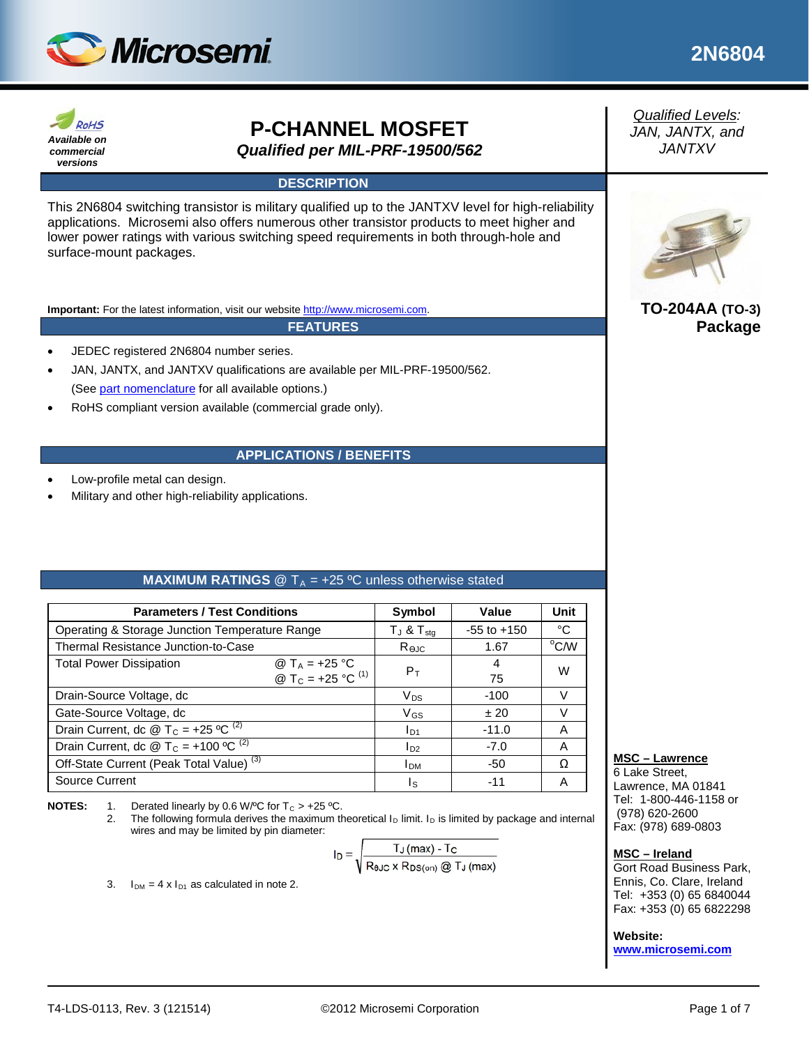# 2N6804

RoHS
*Available on commercial versions*

## P-CHANNEL MOSFET
***Qualified per MIL-PRF-19500/562***

*Qualified Levels:*
*JAN, JANTX, and JANTXV*

### DESCRIPTION

This 2N6804 switching transistor is military qualified up to the JANTXV level for high-reliability applications. Microsemi also offers numerous other transistor products to meet higher and lower power ratings with various switching speed requirements in both through-hole and surface-mount packages.

**Important:** For the latest information, visit our website http://www.microsemi.com.

**TO-204AA (TO-3) Package**

### FEATURES

- JEDEC registered 2N6804 number series.
- JAN, JANTX, and JANTXV qualifications are available per MIL-PRF-19500/562. (See part nomenclature for all available options.)
- RoHS compliant version available (commercial grade only).

### APPLICATIONS / BENEFITS

- Low-profile metal can design.
- Military and other high-reliability applications.

### MAXIMUM RATINGS @ $T_A$ = +25 ºC unless otherwise stated

| Parameters / Test Conditions | Symbol | Value | Unit |
|---|---|---|---|
| Operating & Storage Junction Temperature Range | $T_J$ & $T_{stg}$ | -55 to +150 | °C |
| Thermal Resistance Junction-to-Case | $R_{\Theta JC}$ | 1.67 | °C/W |
| Total Power Dissipation @ $T_A$ = +25 °C<br>@ $T_C$ = +25 °C (1) | $P_T$ | 4<br>75 | W |
| Drain-Source Voltage, dc | $V_{DS}$ | -100 | V |
| Gate-Source Voltage, dc | $V_{GS}$ | ± 20 | V |
| Drain Current, dc @ $T_C$ = +25 ºC (2) | $I_{D1}$ | -11.0 | A |
| Drain Current, dc @ $T_C$ = +100 ºC (2) | $I_{D2}$ | -7.0 | A |
| Off-State Current (Peak Total Value) (3) | $I_{DM}$ | -50 | Ω |
| Source Current | $I_S$ | -11 | A |

**NOTES:**
1. Derated linearly by 0.6 W/ºC for $T_C$ > +25 ºC.
2. The following formula derives the maximum theoretical $I_D$ limit. $I_D$ is limited by package and internal wires and may be limited by pin diameter:

$$I_D = \sqrt{\frac{T_J(max) - T_C}{R_{\Theta JC} \times R_{DS(on)} @ T_J(max)}}$$

3. $I_{DM} = 4 \times I_{D1}$ as calculated in note 2.

**MSC – Lawrence**
6 Lake Street,
Lawrence, MA 01841
Tel: 1-800-446-1158 or (978) 620-2600
Fax: (978) 689-0803

**MSC – Ireland**
Gort Road Business Park,
Ennis, Co. Clare, Ireland
Tel: +353 (0) 65 6840044
Fax: +353 (0) 65 6822298

**Website:**
**www.microsemi.com**

T4-LDS-0113, Rev. 3 (121514) ©2012 Microsemi Corporation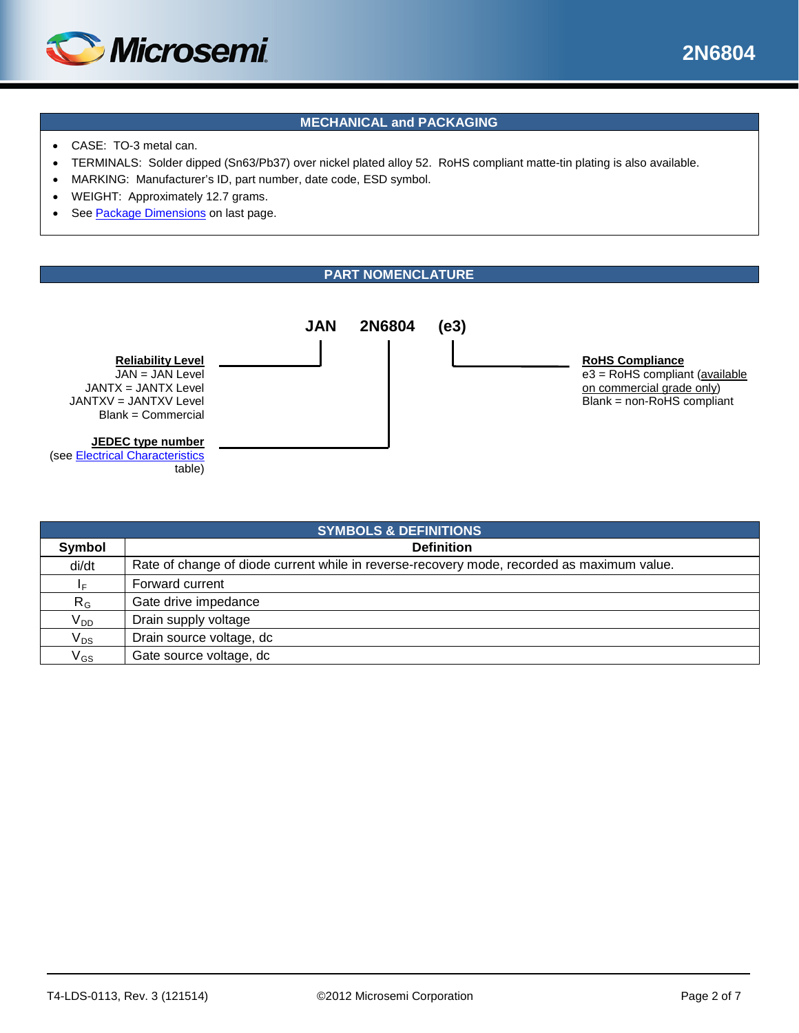## MECHANICAL and PACKAGING

- CASE: TO-3 metal can.
- TERMINALS: Solder dipped (Sn63/Pb37) over nickel plated alloy 52. RoHS compliant matte-tin plating is also available.
- MARKING: Manufacturer's ID, part number, date code, ESD symbol.
- WEIGHT: Approximately 12.7 grams.
- See Package Dimensions on last page.

## PART NOMENCLATURE

**JAN 2N6804 (e3)**

**Reliability Level**
JAN = JAN Level
JANTX = JANTX Level
JANTXV = JANTXV Level
Blank = Commercial

**JEDEC type number**
(see Electrical Characteristics table)

**RoHS Compliance**
e3 = RoHS compliant (available on commercial grade only)
Blank = non-RoHS compliant

## SYMBOLS & DEFINITIONS

| Symbol | Definition |
|---|---|
| di/dt | Rate of change of diode current while in reverse-recovery mode, recorded as maximum value. |
| $I_F$ | Forward current |
| $R_G$ | Gate drive impedance |
| $V_{DD}$ | Drain supply voltage |
| $V_{DS}$ | Drain source voltage, dc |
| $V_{GS}$ | Gate source voltage, dc |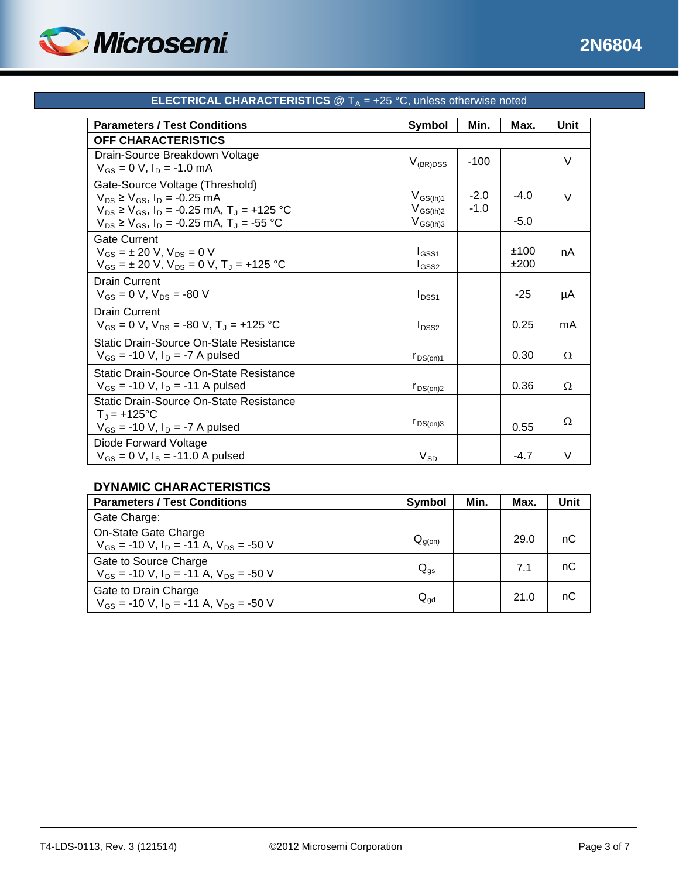## ELECTRICAL CHARACTERISTICS @ $T_A$ = +25 °C, unless otherwise noted

| Parameters / Test Conditions | Symbol | Min. | Max. | Unit |
|---|---|---|---|---|
| **OFF CHARACTERISTICS** | | | | |
| Drain-Source Breakdown Voltage<br>$V_{GS}$ = 0 V, $I_D$ = -1.0 mA | $V_{(BR)DSS}$ | -100 | | V |
| Gate-Source Voltage (Threshold)<br>$V_{DS} \geq V_{GS}$, $I_D$ = -0.25 mA<br>$V_{DS} \geq V_{GS}$, $I_D$ = -0.25 mA, $T_J$ = +125 °C<br>$V_{DS} \geq V_{GS}$, $I_D$ = -0.25 mA, $T_J$ = -55 °C | $V_{GS(th)1}$<br>$V_{GS(th)2}$<br>$V_{GS(th)3}$ | -2.0<br>-1.0<br> | -4.0<br><br>-5.0 | V |
| Gate Current<br>$V_{GS}$ = ± 20 V, $V_{DS}$ = 0 V<br>$V_{GS}$ = ± 20 V, $V_{DS}$ = 0 V, $T_J$ = +125 °C | $I_{GSS1}$<br>$I_{GSS2}$ | | ±100<br>±200 | nA |
| Drain Current<br>$V_{GS}$ = 0 V, $V_{DS}$ = -80 V | $I_{DSS1}$ | | -25 | µA |
| Drain Current<br>$V_{GS}$ = 0 V, $V_{DS}$ = -80 V, $T_J$ = +125 °C | $I_{DSS2}$ | | 0.25 | mA |
| Static Drain-Source On-State Resistance<br>$V_{GS}$ = -10 V, $I_D$ = -7 A pulsed | $r_{DS(on)1}$ | | 0.30 | Ω |
| Static Drain-Source On-State Resistance<br>$V_{GS}$ = -10 V, $I_D$ = -11 A pulsed | $r_{DS(on)2}$ | | 0.36 | Ω |
| Static Drain-Source On-State Resistance<br>$T_J$ = +125°C<br>$V_{GS}$ = -10 V, $I_D$ = -7 A pulsed | $r_{DS(on)3}$ | | 0.55 | Ω |
| Diode Forward Voltage<br>$V_{GS}$ = 0 V, $I_S$ = -11.0 A pulsed | $V_{SD}$ | | -4.7 | V |

### DYNAMIC CHARACTERISTICS

| Parameters / Test Conditions | Symbol | Min. | Max. | Unit |
|---|---|---|---|---|
| Gate Charge: | | | | |
| On-State Gate Charge<br>$V_{GS}$ = -10 V, $I_D$ = -11 A, $V_{DS}$ = -50 V | $Q_{g(on)}$ | | 29.0 | nC |
| Gate to Source Charge<br>$V_{GS}$ = -10 V, $I_D$ = -11 A, $V_{DS}$ = -50 V | $Q_{gs}$ | | 7.1 | nC |
| Gate to Drain Charge<br>$V_{GS}$ = -10 V, $I_D$ = -11 A, $V_{DS}$ = -50 V | $Q_{gd}$ | | 21.0 | nC |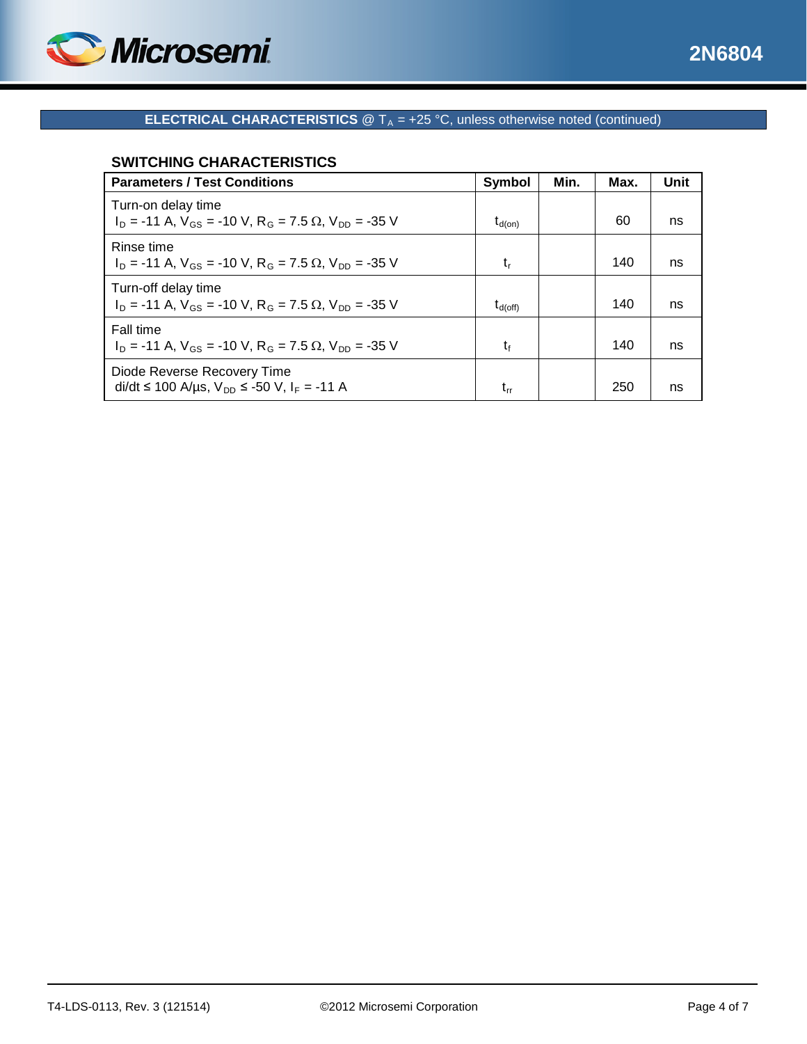## ELECTRICAL CHARACTERISTICS @ $T_A$ = +25 °C, unless otherwise noted (continued)

### SWITCHING CHARACTERISTICS

| Parameters / Test Conditions | Symbol | Min. | Max. | Unit |
|---|---|---|---|---|
| Turn-on delay time<br>$I_D$ = -11 A, $V_{GS}$ = -10 V, $R_G$ = 7.5 Ω, $V_{DD}$ = -35 V | $t_{d(on)}$ | | 60 | ns |
| Rinse time<br>$I_D$ = -11 A, $V_{GS}$ = -10 V, $R_G$ = 7.5 Ω, $V_{DD}$ = -35 V | $t_r$ | | 140 | ns |
| Turn-off delay time<br>$I_D$ = -11 A, $V_{GS}$ = -10 V, $R_G$ = 7.5 Ω, $V_{DD}$ = -35 V | $t_{d(off)}$ | | 140 | ns |
| Fall time<br>$I_D$ = -11 A, $V_{GS}$ = -10 V, $R_G$ = 7.5 Ω, $V_{DD}$ = -35 V | $t_f$ | | 140 | ns |
| Diode Reverse Recovery Time<br>di/dt ≤ 100 A/µs, $V_{DD}$ ≤ -50 V, $I_F$ = -11 A | $t_{rr}$ | | 250 | ns |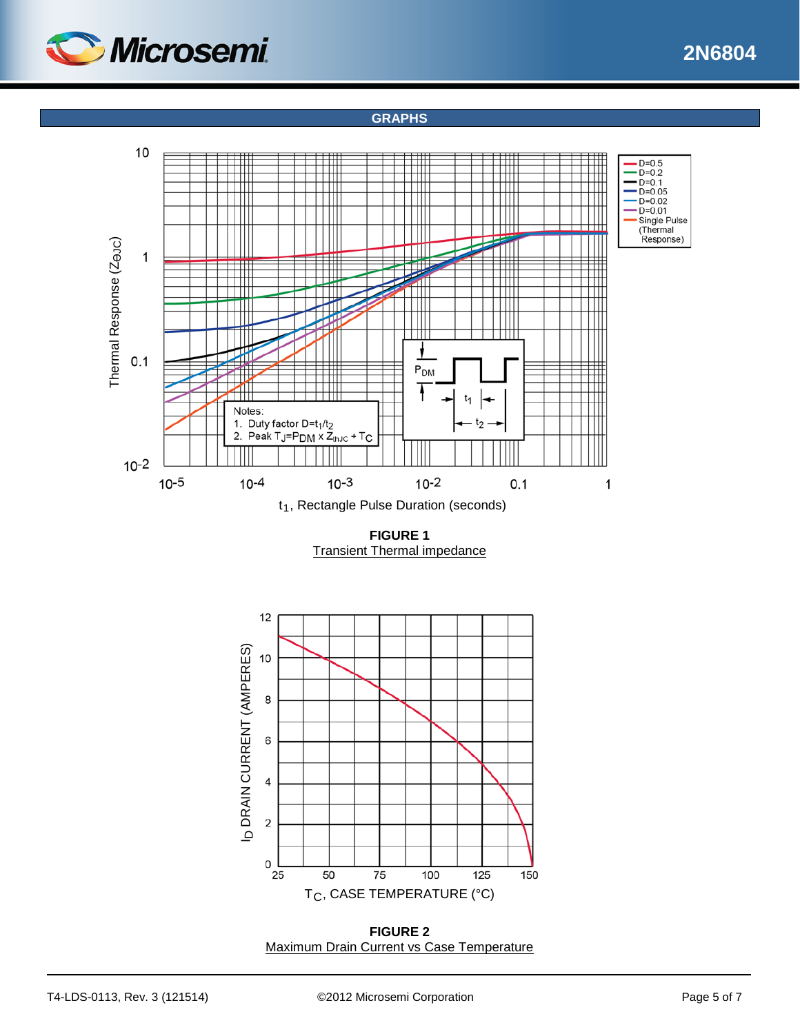## GRAPHS

**FIGURE 1**
Transient Thermal impedance

**FIGURE 2**
Maximum Drain Current vs Case Temperature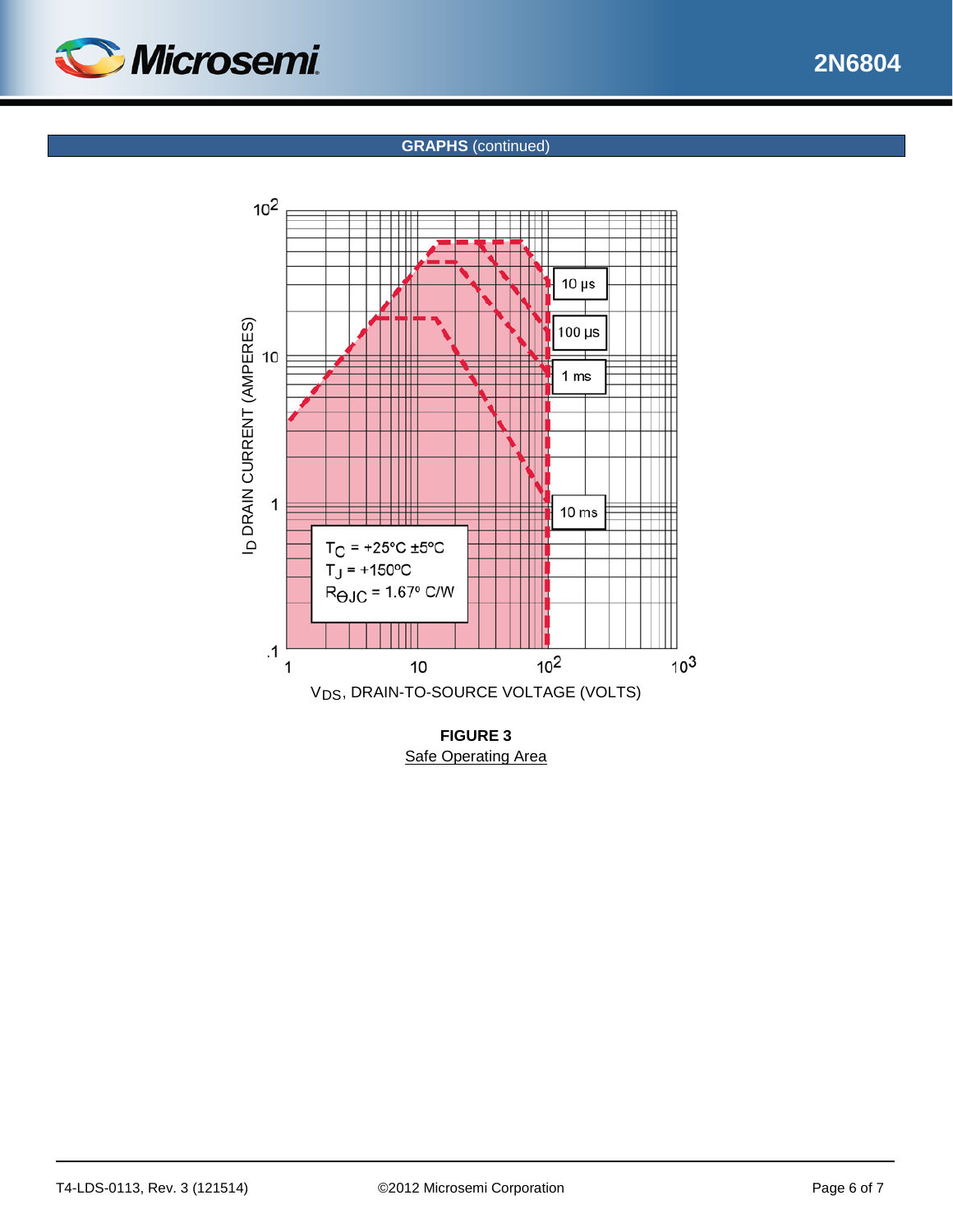## GRAPHS (continued)

| | |
|---|---|
| $T_C$ = +25°C ±5°C | |
| $T_J$ = +150°C | |
| $R_{\Theta JC}$ = 1.67° C/W | |

10 µs

100 µs

1 ms

10 ms

$I_D$ DRAIN CURRENT (AMPERES)

$V_{DS}$, DRAIN-TO-SOURCE VOLTAGE (VOLTS)

**FIGURE 3**
Safe Operating Area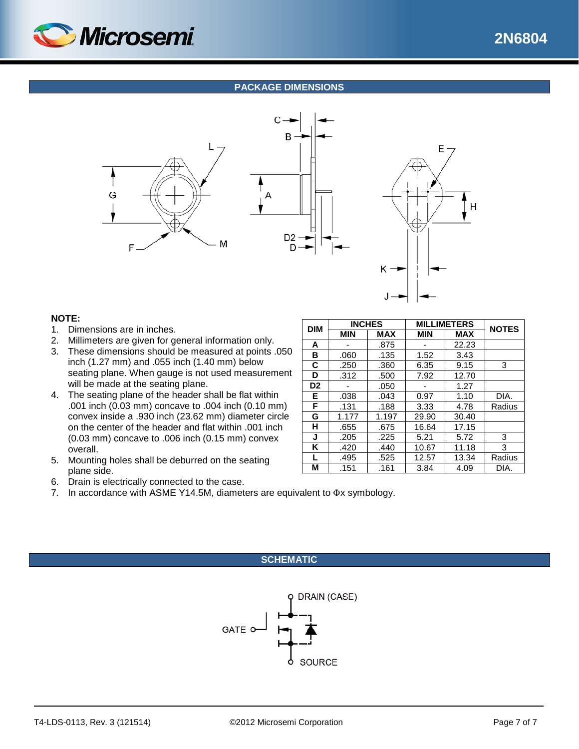## PACKAGE DIMENSIONS

C
B
L
E
G
A
H
F
M
D2
D
K
J

**NOTE:**

1. Dimensions are in inches.
2. Millimeters are given for general information only.
3. These dimensions should be measured at points .050 inch (1.27 mm) and .055 inch (1.40 mm) below seating plane. When gauge is not used measurement will be made at the seating plane.
4. The seating plane of the header shall be flat within .001 inch (0.03 mm) concave to .004 inch (0.10 mm) convex inside a .930 inch (23.62 mm) diameter circle on the center of the header and flat within .001 inch (0.03 mm) concave to .006 inch (0.15 mm) convex overall.
5. Mounting holes shall be deburred on the seating plane side.
6. Drain is electrically connected to the case.
7. In accordance with ASME Y14.5M, diameters are equivalent to Φx symbology.

| DIM | INCHES | | MILLIMETERS | | NOTES |
|---|---|---|---|---|---|
| | MIN | MAX | MIN | MAX | |
| A | - | .875 | - | 22.23 | |
| B | .060 | .135 | 1.52 | 3.43 | |
| C | .250 | .360 | 6.35 | 9.15 | 3 |
| D | .312 | .500 | 7.92 | 12.70 | |
| D2 | - | .050 | - | 1.27 | |
| E | .038 | .043 | 0.97 | 1.10 | DIA. |
| F | .131 | .188 | 3.33 | 4.78 | Radius |
| G | 1.177 | 1.197 | 29.90 | 30.40 | |
| H | .655 | .675 | 16.64 | 17.15 | |
| J | .205 | .225 | 5.21 | 5.72 | 3 |
| K | .420 | .440 | 10.67 | 11.18 | 3 |
| L | .495 | .525 | 12.57 | 13.34 | Radius |
| M | .151 | .161 | 3.84 | 4.09 | DIA. |

## SCHEMATIC

DRAIN (CASE)
GATE
SOURCE